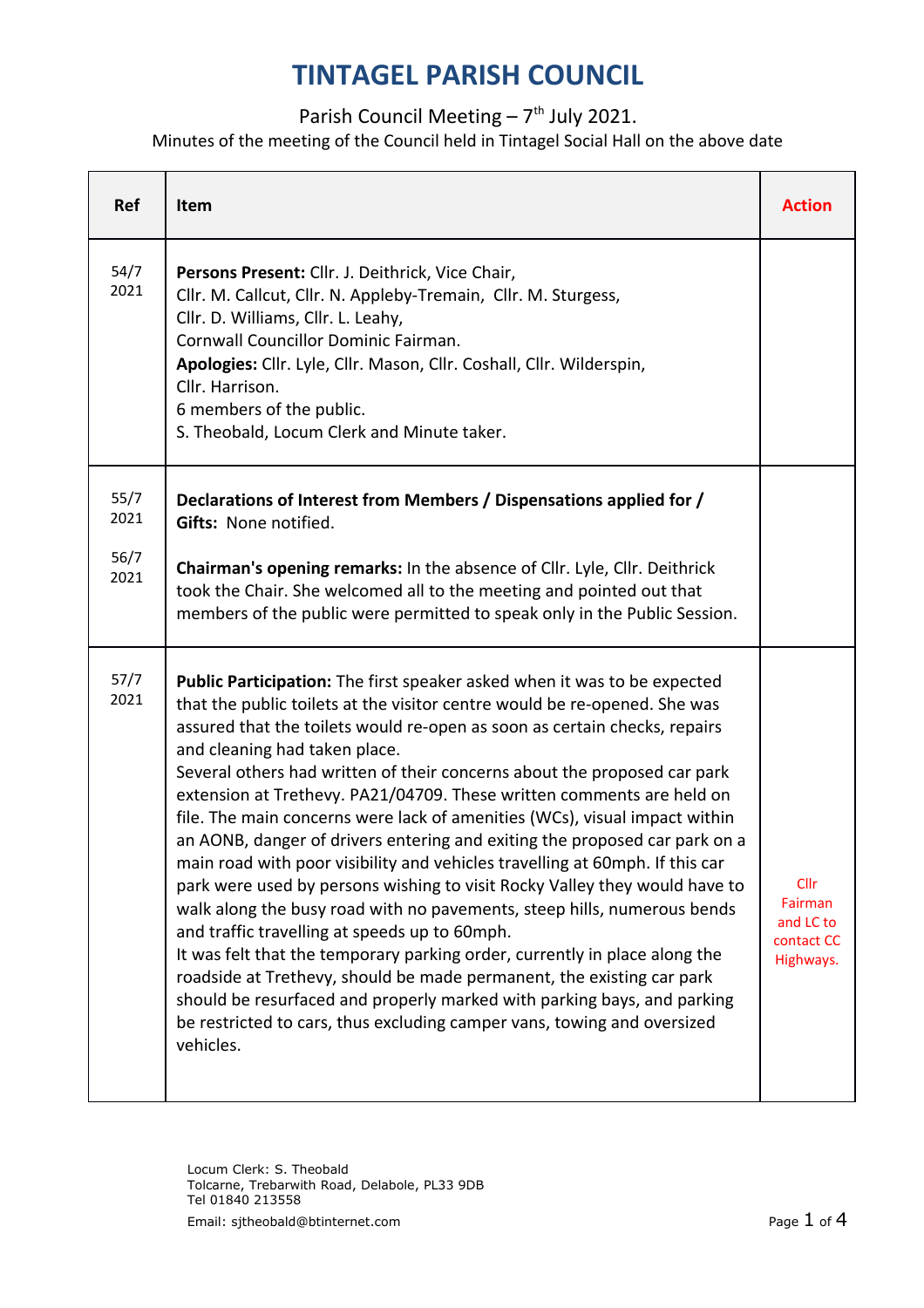# TINTAGEL PARISH COUNCIL

Parish Council Meeting – 7th July 2021.

Minutes of the meeting of the Council held in Tintagel Social Hall on the above date

| Ref | Item | Action |
|---|---|---|
| 54/7 2021 | **Persons Present:** Cllr. J. Deithrick, Vice Chair, Cllr. M. Callcut, Cllr. N. Appleby-Tremain, Cllr. M. Sturgess, Cllr. D. Williams, Cllr. L. Leahy, Cornwall Councillor Dominic Fairman.<br>**Apologies:** Cllr. Lyle, Cllr. Mason, Cllr. Coshall, Cllr. Wilderspin, Cllr. Harrison.<br>6 members of the public.<br>S. Theobald, Locum Clerk and Minute taker. | |
| 55/7 2021<br><br>56/7 2021 | **Declarations of Interest from Members / Dispensations applied for / Gifts:** None notified.<br><br>**Chairman's opening remarks:** In the absence of Cllr. Lyle, Cllr. Deithrick took the Chair. She welcomed all to the meeting and pointed out that members of the public were permitted to speak only in the Public Session. | |
| 57/7 2021 | **Public Participation:** The first speaker asked when it was to be expected that the public toilets at the visitor centre would be re-opened. She was assured that the toilets would re-open as soon as certain checks, repairs and cleaning had taken place.<br>Several others had written of their concerns about the proposed car park extension at Trethevy. PA21/04709. These written comments are held on file. The main concerns were lack of amenities (WCs), visual impact within an AONB, danger of drivers entering and exiting the proposed car park on a main road with poor visibility and vehicles travelling at 60mph. If this car park were used by persons wishing to visit Rocky Valley they would have to walk along the busy road with no pavements, steep hills, numerous bends and traffic travelling at speeds up to 60mph.<br>It was felt that the temporary parking order, currently in place along the roadside at Trethevy, should be made permanent, the existing car park should be resurfaced and properly marked with parking bays, and parking be restricted to cars, thus excluding camper vans, towing and oversized vehicles. | Cllr Fairman and LC to contact CC Highways. |

Locum Clerk: S. Theobald
Tolcarne, Trebarwith Road, Delabole, PL33 9DB
Tel 01840 213558
Email: sjtheobald@btinternet.com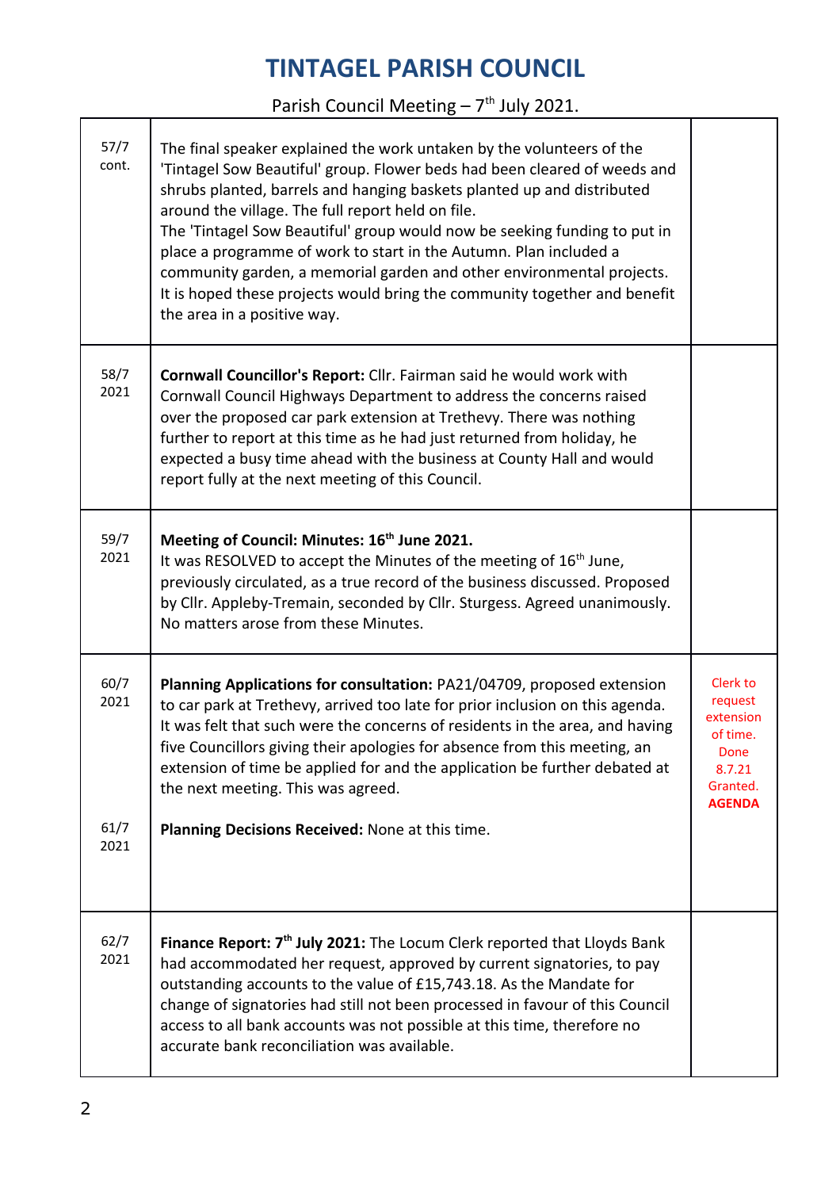# TINTAGEL PARISH COUNCIL

Parish Council Meeting – 7th July 2021.

| | | |
|---|---|---|
| 57/7 cont. | The final speaker explained the work untaken by the volunteers of the 'Tintagel Sow Beautiful' group. Flower beds had been cleared of weeds and shrubs planted, barrels and hanging baskets planted up and distributed around the village. The full report held on file.<br>The 'Tintagel Sow Beautiful' group would now be seeking funding to put in place a programme of work to start in the Autumn. Plan included a community garden, a memorial garden and other environmental projects. It is hoped these projects would bring the community together and benefit the area in a positive way. | |
| 58/7 2021 | **Cornwall Councillor's Report:** Cllr. Fairman said he would work with Cornwall Council Highways Department to address the concerns raised over the proposed car park extension at Trethevy. There was nothing further to report at this time as he had just returned from holiday, he expected a busy time ahead with the business at County Hall and would report fully at the next meeting of this Council. | |
| 59/7 2021 | **Meeting of Council: Minutes: 16th June 2021.**<br>It was RESOLVED to accept the Minutes of the meeting of 16th June, previously circulated, as a true record of the business discussed. Proposed by Cllr. Appleby-Tremain, seconded by Cllr. Sturgess. Agreed unanimously. No matters arose from these Minutes. | |
| 60/7 2021<br><br>61/7 2021 | **Planning Applications for consultation:** PA21/04709, proposed extension to car park at Trethevy, arrived too late for prior inclusion on this agenda. It was felt that such were the concerns of residents in the area, and having five Councillors giving their apologies for absence from this meeting, an extension of time be applied for and the application be further debated at the next meeting. This was agreed.<br><br>**Planning Decisions Received:** None at this time. | Clerk to request extension of time. Done 8.7.21 Granted. **AGENDA** |
| 62/7 2021 | **Finance Report: 7th July 2021:** The Locum Clerk reported that Lloyds Bank had accommodated her request, approved by current signatories, to pay outstanding accounts to the value of £15,743.18. As the Mandate for change of signatories had still not been processed in favour of this Council access to all bank accounts was not possible at this time, therefore no accurate bank reconciliation was available. | |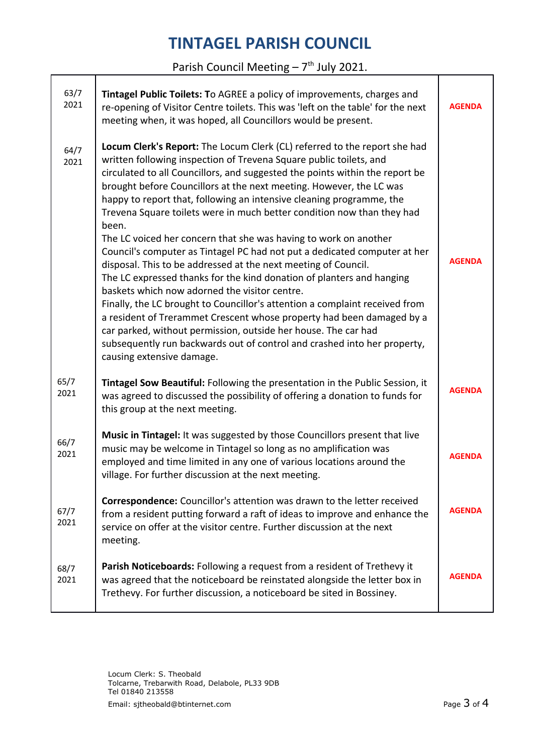# TINTAGEL PARISH COUNCIL

Parish Council Meeting – 7th July 2021.

| | | |
|---|---|---|
| 63/7 2021 | **Tintagel Public Toilets: T**o AGREE a policy of improvements, charges and re-opening of Visitor Centre toilets. This was 'left on the table' for the next meeting when, it was hoped, all Councillors would be present. | **AGENDA** |
| 64/7 2021 | **Locum Clerk's Report:** The Locum Clerk (CL) referred to the report she had written following inspection of Trevena Square public toilets, and circulated to all Councillors, and suggested the points within the report be brought before Councillors at the next meeting. However, the LC was happy to report that, following an intensive cleaning programme, the Trevena Square toilets were in much better condition now than they had been.<br>The LC voiced her concern that she was having to work on another Council's computer as Tintagel PC had not put a dedicated computer at her disposal. This to be addressed at the next meeting of Council.<br>The LC expressed thanks for the kind donation of planters and hanging baskets which now adorned the visitor centre.<br>Finally, the LC brought to Councillor's attention a complaint received from a resident of Trerammet Crescent whose property had been damaged by a car parked, without permission, outside her house. The car had subsequently run backwards out of control and crashed into her property, causing extensive damage. | **AGENDA** |
| 65/7 2021 | **Tintagel Sow Beautiful:** Following the presentation in the Public Session, it was agreed to discussed the possibility of offering a donation to funds for this group at the next meeting. | **AGENDA** |
| 66/7 2021 | **Music in Tintagel:** It was suggested by those Councillors present that live music may be welcome in Tintagel so long as no amplification was employed and time limited in any one of various locations around the village. For further discussion at the next meeting. | **AGENDA** |
| 67/7 2021 | **Correspondence:** Councillor's attention was drawn to the letter received from a resident putting forward a raft of ideas to improve and enhance the service on offer at the visitor centre. Further discussion at the next meeting. | **AGENDA** |
| 68/7 2021 | **Parish Noticeboards:** Following a request from a resident of Trethevy it was agreed that the noticeboard be reinstated alongside the letter box in Trethevy. For further discussion, a noticeboard be sited in Bossiney. | **AGENDA** |

Locum Clerk: S. Theobald
Tolcarne, Trebarwith Road, Delabole, PL33 9DB
Tel 01840 213558
Email: sjtheobald@btinternet.com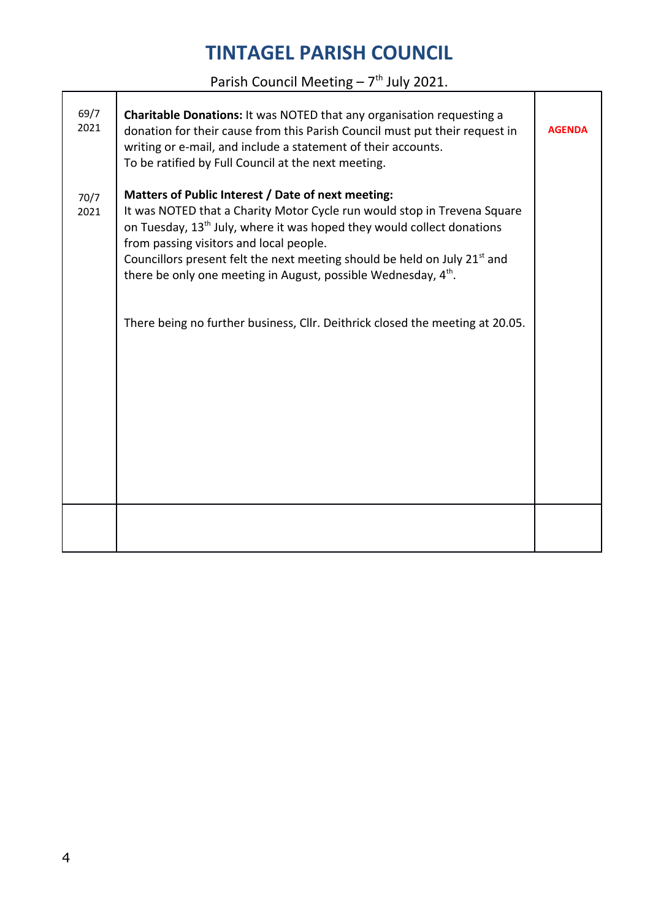# TINTAGEL PARISH COUNCIL

Parish Council Meeting – 7th July 2021.

| | | |
|---|---|---|
| 69/7 2021 | **Charitable Donations:** It was NOTED that any organisation requesting a donation for their cause from this Parish Council must put their request in writing or e-mail, and include a statement of their accounts. To be ratified by Full Council at the next meeting. | **AGENDA** |
| 70/7 2021 | **Matters of Public Interest / Date of next meeting:** It was NOTED that a Charity Motor Cycle run would stop in Trevena Square on Tuesday, 13th July, where it was hoped they would collect donations from passing visitors and local people. Councillors present felt the next meeting should be held on July 21st and there be only one meeting in August, possible Wednesday, 4th. | |
| | There being no further business, Cllr. Deithrick closed the meeting at 20.05. | |
| | | |